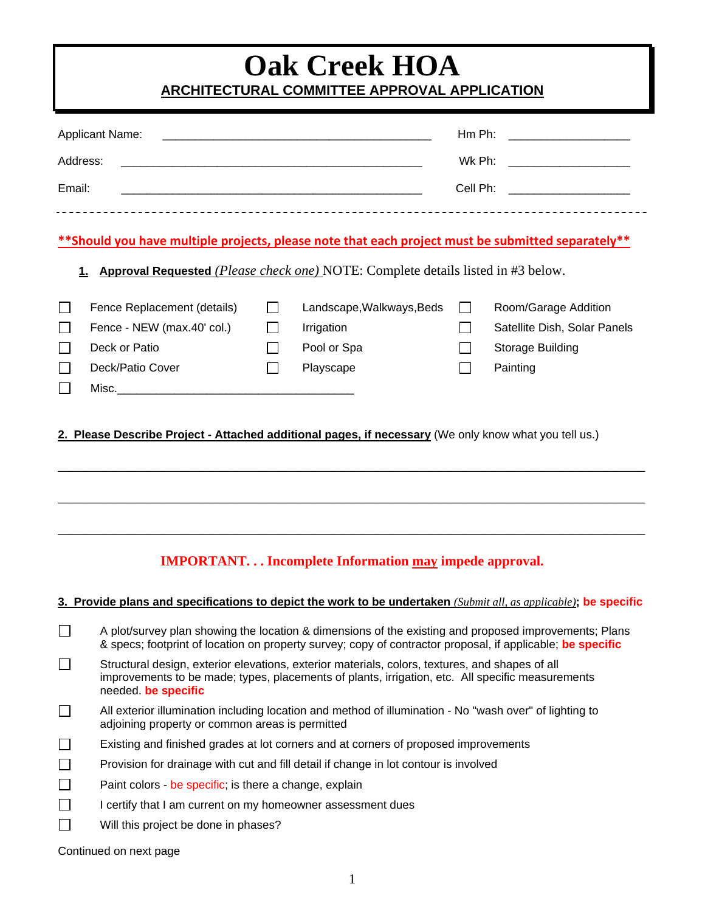# Oak Creek HOA

## ARCHITECTURAL COMMITTEE APPROVAL APPLICATION

Applicant Name: _______________________________________ Hm Ph: __________________

Address: ____________________________________________ Wk Ph: __________________

Email: ______________________________________________ Cell Ph: __________________

---

**\*\*Should you have multiple projects, please note that each project must be submitted separately\*\***

**1. Approval Requested** *(Please check one)* NOTE: Complete details listed in #3 below.

| | | |
|---|---|---|
| ☐ Fence Replacement (details) | ☐ Landscape,Walkways,Beds | ☐ Room/Garage Addition |
| ☐ Fence - NEW (max.40' col.) | ☐ Irrigation | ☐ Satellite Dish, Solar Panels |
| ☐ Deck or Patio | ☐ Pool or Spa | ☐ Storage Building |
| ☐ Deck/Patio Cover | ☐ Playscape | ☐ Painting |

☐ Misc.____________________________________

**2. Please Describe Project - Attached additional pages, if necessary** (We only know what you tell us.)

_______________________________________________________________________________

_______________________________________________________________________________

_______________________________________________________________________________

**IMPORTANT. . . Incomplete Information may impede approval.**

**3. Provide plans and specifications to depict the work to be undertaken** *(Submit all, as applicable)*; **be specific**

- ☐ A plot/survey plan showing the location & dimensions of the existing and proposed improvements; Plans & specs; footprint of location on property survey; copy of contractor proposal, if applicable; **be specific**
- ☐ Structural design, exterior elevations, exterior materials, colors, textures, and shapes of all improvements to be made; types, placements of plants, irrigation, etc. All specific measurements needed. **be specific**
- ☐ All exterior illumination including location and method of illumination - No "wash over" of lighting to adjoining property or common areas is permitted
- ☐ Existing and finished grades at lot corners and at corners of proposed improvements
- ☐ Provision for drainage with cut and fill detail if change in lot contour is involved
- ☐ Paint colors - be specific; is there a change, explain
- ☐ I certify that I am current on my homeowner assessment dues
- ☐ Will this project be done in phases?

Continued on next page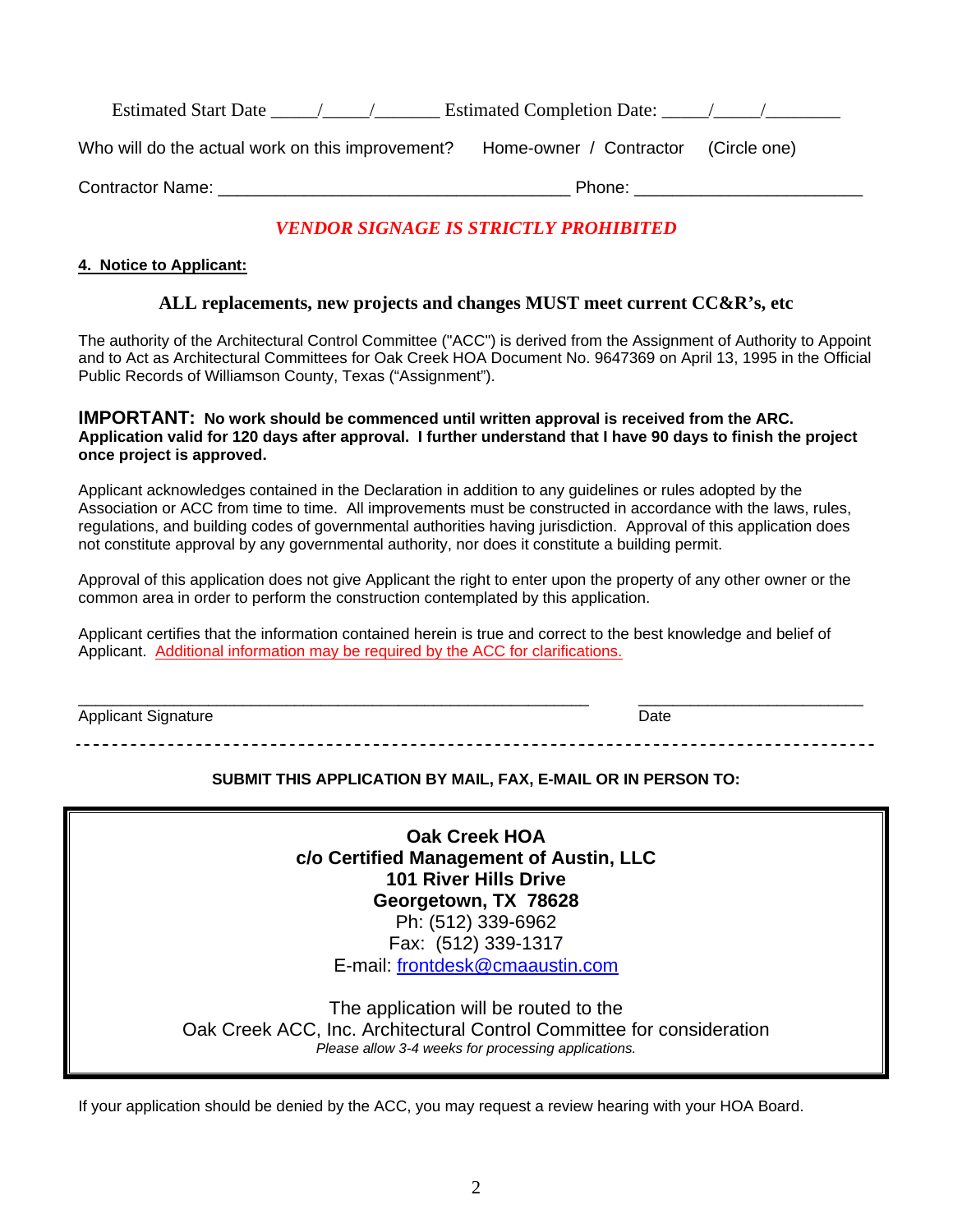Estimated Start Date _____/_____/_______ Estimated Completion Date: _____/_____/________

Who will do the actual work on this improvement? Home-owner / Contractor (Circle one)

Contractor Name: ____________________________________ Phone: _______________________

***VENDOR SIGNAGE IS STRICTLY PROHIBITED***

**4. Notice to Applicant:**

**ALL replacements, new projects and changes MUST meet current CC&R's, etc**

The authority of the Architectural Control Committee ("ACC") is derived from the Assignment of Authority to Appoint and to Act as Architectural Committees for Oak Creek HOA Document No. 9647369 on April 13, 1995 in the Official Public Records of Williamson County, Texas ("Assignment").

**IMPORTANT: No work should be commenced until written approval is received from the ARC. Application valid for 120 days after approval. I further understand that I have 90 days to finish the project once project is approved.**

Applicant acknowledges contained in the Declaration in addition to any guidelines or rules adopted by the Association or ACC from time to time. All improvements must be constructed in accordance with the laws, rules, regulations, and building codes of governmental authorities having jurisdiction. Approval of this application does not constitute approval by any governmental authority, nor does it constitute a building permit.

Approval of this application does not give Applicant the right to enter upon the property of any other owner or the common area in order to perform the construction contemplated by this application.

Applicant certifies that the information contained herein is true and correct to the best knowledge and belief of Applicant. Additional information may be required by the ACC for clarifications.

_____________________________________________________ ________________________

Applicant Signature Date

---

**SUBMIT THIS APPLICATION BY MAIL, FAX, E-MAIL OR IN PERSON TO:**

**Oak Creek HOA**
**c/o Certified Management of Austin, LLC**
**101 River Hills Drive**
**Georgetown, TX 78628**
Ph: (512) 339-6962
Fax: (512) 339-1317
E-mail: frontdesk@cmaaustin.com

The application will be routed to the
Oak Creek ACC, Inc. Architectural Control Committee for consideration
*Please allow 3-4 weeks for processing applications.*

If your application should be denied by the ACC, you may request a review hearing with your HOA Board.